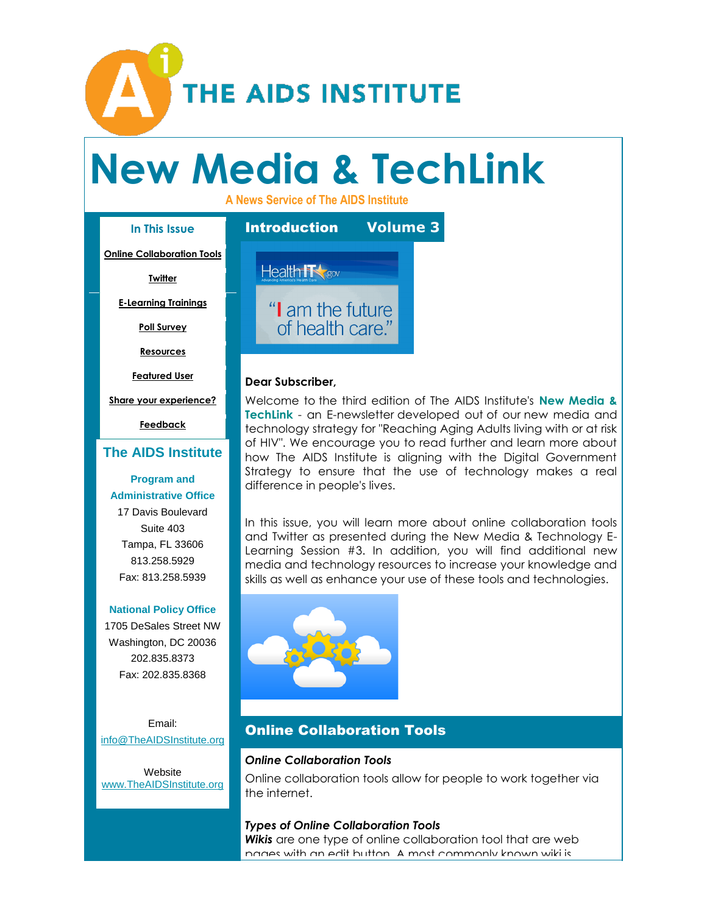# THE AIDS INSTITUTE

# New Media & TechLink

**A News Service of The AIDS Institute**

**In This Issue**

- Online Collaboration Tools
- Twitter
- E-Learning Trainings
- Poll Survey
- Resources
- Featured User
- Share your experience?
- Feedback

## The AIDS Institute

**Program and Administrative Office**
17 Davis Boulevard
Suite 403
Tampa, FL 33606
813.258.5929
Fax: 813.258.5939

**National Policy Office**
1705 DeSales Street NW
Washington, DC 20036
202.835.8373
Fax: 202.835.8368

Email:
info@TheAIDSInstitute.org

Website
www.TheAIDSInstitute.org

## Introduction Volume 3

**Dear Subscriber,**

Welcome to the third edition of The AIDS Institute's **New Media & TechLink** - an E-newsletter developed out of our new media and technology strategy for "Reaching Aging Adults living with or at risk of HIV". We encourage you to read further and learn more about how The AIDS Institute is aligning with the Digital Government Strategy to ensure that the use of technology makes a real difference in people's lives.

In this issue, you will learn more about online collaboration tools and Twitter as presented during the New Media & Technology E-Learning Session #3. In addition, you will find additional new media and technology resources to increase your knowledge and skills as well as enhance your use of these tools and technologies.

## Online Collaboration Tools

***Online Collaboration Tools***

Online collaboration tools allow for people to work together via the internet.

***Types of Online Collaboration Tools***

***Wikis*** are one type of online collaboration tool that are web pages with an edit button. A most commonly known wiki is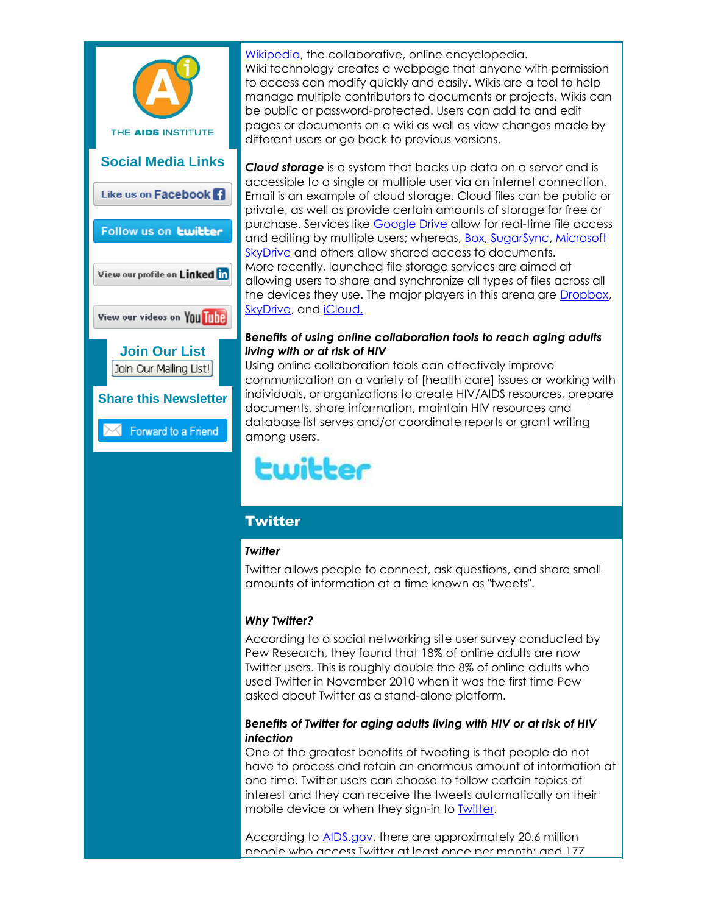**THE AIDS INSTITUTE**

**Social Media Links**

Like us on Facebook

Follow us on twitter

View our profile on LinkedIn

View our videos on YouTube

**Join Our List**

Join Our Mailing List!

**Share this Newsletter**

Forward to a Friend

Wikipedia, the collaborative, online encyclopedia.
Wiki technology creates a webpage that anyone with permission to access can modify quickly and easily. Wikis are a tool to help manage multiple contributors to documents or projects. Wikis can be public or password-protected. Users can add to and edit pages or documents on a wiki as well as view changes made by different users or go back to previous versions.

***Cloud storage*** is a system that backs up data on a server and is accessible to a single or multiple user via an internet connection. Email is an example of cloud storage. Cloud files can be public or private, as well as provide certain amounts of storage for free or purchase. Services like Google Drive allow for real-time file access and editing by multiple users; whereas, Box, SugarSync, Microsoft SkyDrive and others allow shared access to documents.
More recently, launched file storage services are aimed at allowing users to share and synchronize all types of files across all the devices they use. The major players in this arena are Dropbox, SkyDrive, and iCloud.

***Benefits of using online collaboration tools to reach aging adults living with or at risk of HIV***
Using online collaboration tools can effectively improve communication on a variety of [health care] issues or working with individuals, or organizations to create HIV/AIDS resources, prepare documents, share information, maintain HIV resources and database list serves and/or coordinate reports or grant writing among users.

## Twitter

***Twitter***

Twitter allows people to connect, ask questions, and share small amounts of information at a time known as "tweets".

***Why Twitter?***

According to a social networking site user survey conducted by Pew Research, they found that 18% of online adults are now Twitter users. This is roughly double the 8% of online adults who used Twitter in November 2010 when it was the first time Pew asked about Twitter as a stand-alone platform.

***Benefits of Twitter for aging adults living with HIV or at risk of HIV infection***
One of the greatest benefits of tweeting is that people do not have to process and retain an enormous amount of information at one time. Twitter users can choose to follow certain topics of interest and they can receive the tweets automatically on their mobile device or when they sign-in to Twitter.

According to AIDS.gov, there are approximately 20.6 million people who access Twitter at least once per month; and 177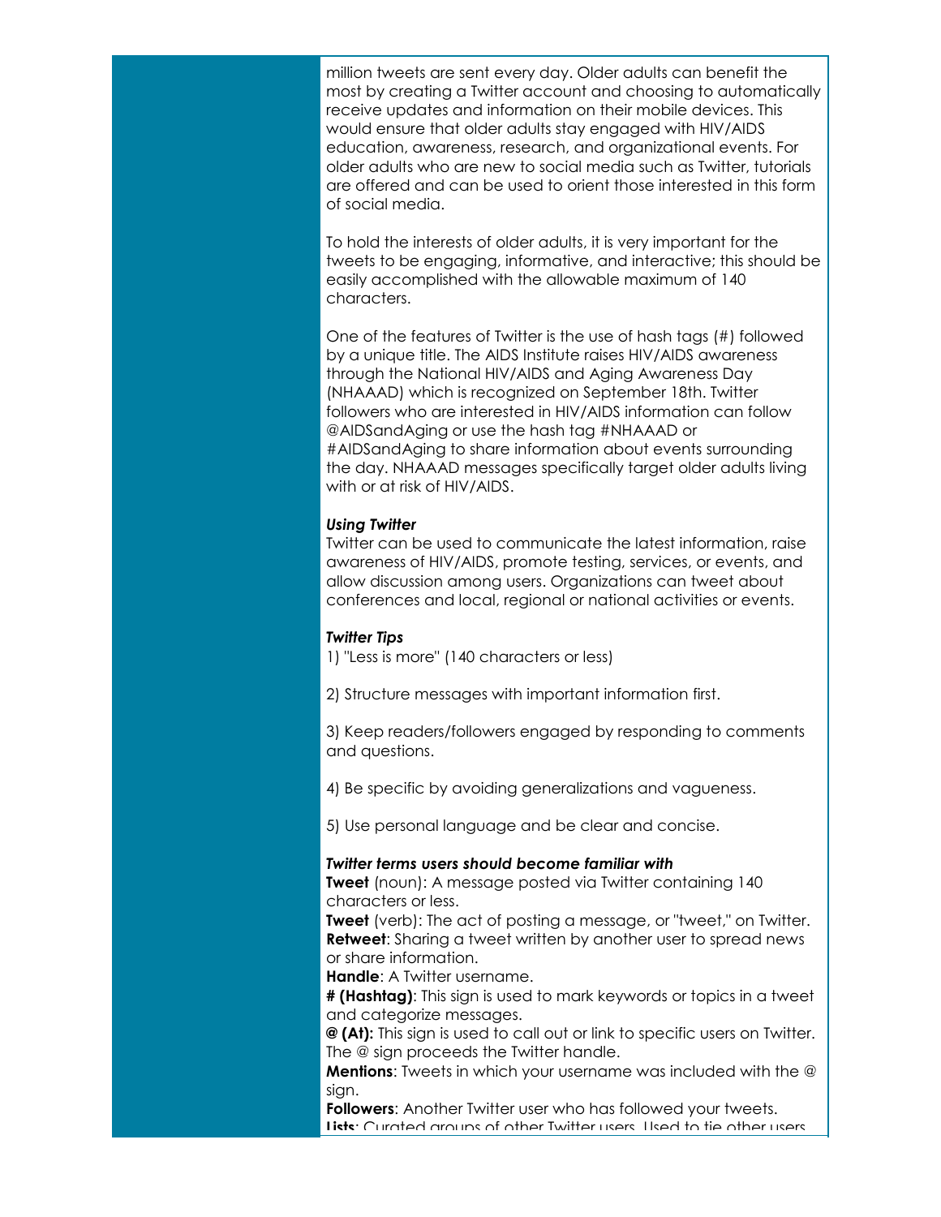million tweets are sent every day. Older adults can benefit the most by creating a Twitter account and choosing to automatically receive updates and information on their mobile devices. This would ensure that older adults stay engaged with HIV/AIDS education, awareness, research, and organizational events. For older adults who are new to social media such as Twitter, tutorials are offered and can be used to orient those interested in this form of social media.

To hold the interests of older adults, it is very important for the tweets to be engaging, informative, and interactive; this should be easily accomplished with the allowable maximum of 140 characters.

One of the features of Twitter is the use of hash tags (#) followed by a unique title. The AIDS Institute raises HIV/AIDS awareness through the National HIV/AIDS and Aging Awareness Day (NHAAAD) which is recognized on September 18th. Twitter followers who are interested in HIV/AIDS information can follow @AIDSandAging or use the hash tag #NHAAAD or #AIDSandAging to share information about events surrounding the day. NHAAAD messages specifically target older adults living with or at risk of HIV/AIDS.

***Using Twitter***

Twitter can be used to communicate the latest information, raise awareness of HIV/AIDS, promote testing, services, or events, and allow discussion among users. Organizations can tweet about conferences and local, regional or national activities or events.

***Twitter Tips***

1) "Less is more" (140 characters or less)

2) Structure messages with important information first.

3) Keep readers/followers engaged by responding to comments and questions.

4) Be specific by avoiding generalizations and vagueness.

5) Use personal language and be clear and concise.

***Twitter terms users should become familiar with***

**Tweet** (noun): A message posted via Twitter containing 140 characters or less.
**Tweet** (verb): The act of posting a message, or "tweet," on Twitter.
**Retweet**: Sharing a tweet written by another user to spread news or share information.
**Handle**: A Twitter username.
**# (Hashtag)**: This sign is used to mark keywords or topics in a tweet and categorize messages.
**@ (At):** This sign is used to call out or link to specific users on Twitter. The @ sign proceeds the Twitter handle.
**Mentions**: Tweets in which your username was included with the @ sign.
**Followers**: Another Twitter user who has followed your tweets.
**Lists**: Curated groups of other Twitter users. Used to tie other users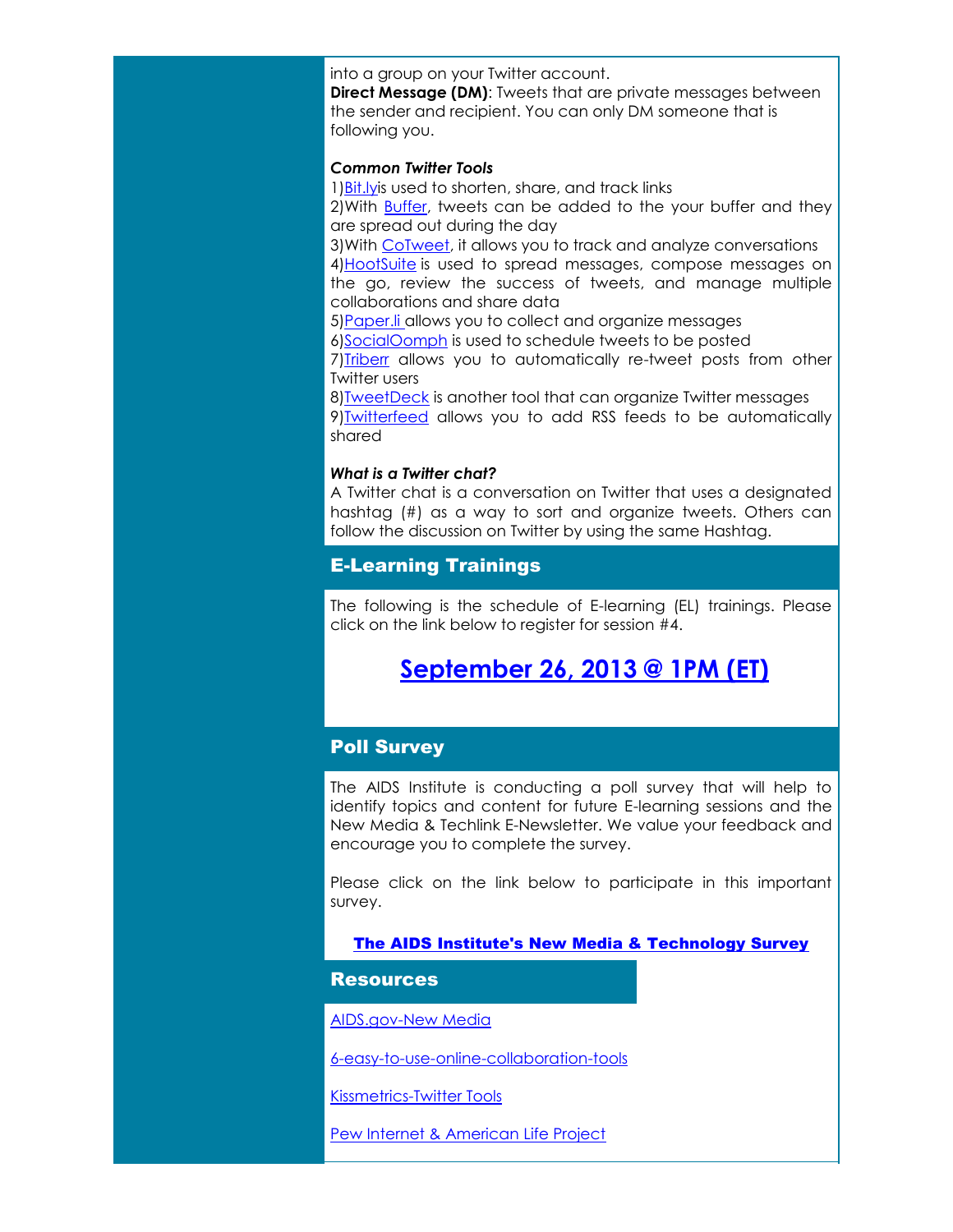into a group on your Twitter account.
**Direct Message (DM)**: Tweets that are private messages between the sender and recipient. You can only DM someone that is following you.

***Common Twitter Tools***

1)Bit.lyis used to shorten, share, and track links
2)With Buffer, tweets can be added to the your buffer and they are spread out during the day
3)With CoTweet, it allows you to track and analyze conversations
4)HootSuite is used to spread messages, compose messages on the go, review the success of tweets, and manage multiple collaborations and share data
5)Paper.li allows you to collect and organize messages
6)SocialOomph is used to schedule tweets to be posted
7)Triberr allows you to automatically re-tweet posts from other Twitter users
8)TweetDeck is another tool that can organize Twitter messages
9)Twitterfeed allows you to add RSS feeds to be automatically shared

***What is a Twitter chat?***

A Twitter chat is a conversation on Twitter that uses a designated hashtag (#) as a way to sort and organize tweets. Others can follow the discussion on Twitter by using the same Hashtag.

## E-Learning Trainings

The following is the schedule of E-learning (EL) trainings. Please click on the link below to register for session #4.

**September 26, 2013 @ 1PM (ET)**

## Poll Survey

The AIDS Institute is conducting a poll survey that will help to identify topics and content for future E-learning sessions and the New Media & Techlink E-Newsletter. We value your feedback and encourage you to complete the survey.

Please click on the link below to participate in this important survey.

**The AIDS Institute's New Media & Technology Survey**

## Resources

AIDS.gov-New Media

6-easy-to-use-online-collaboration-tools

Kissmetrics-Twitter Tools

Pew Internet & American Life Project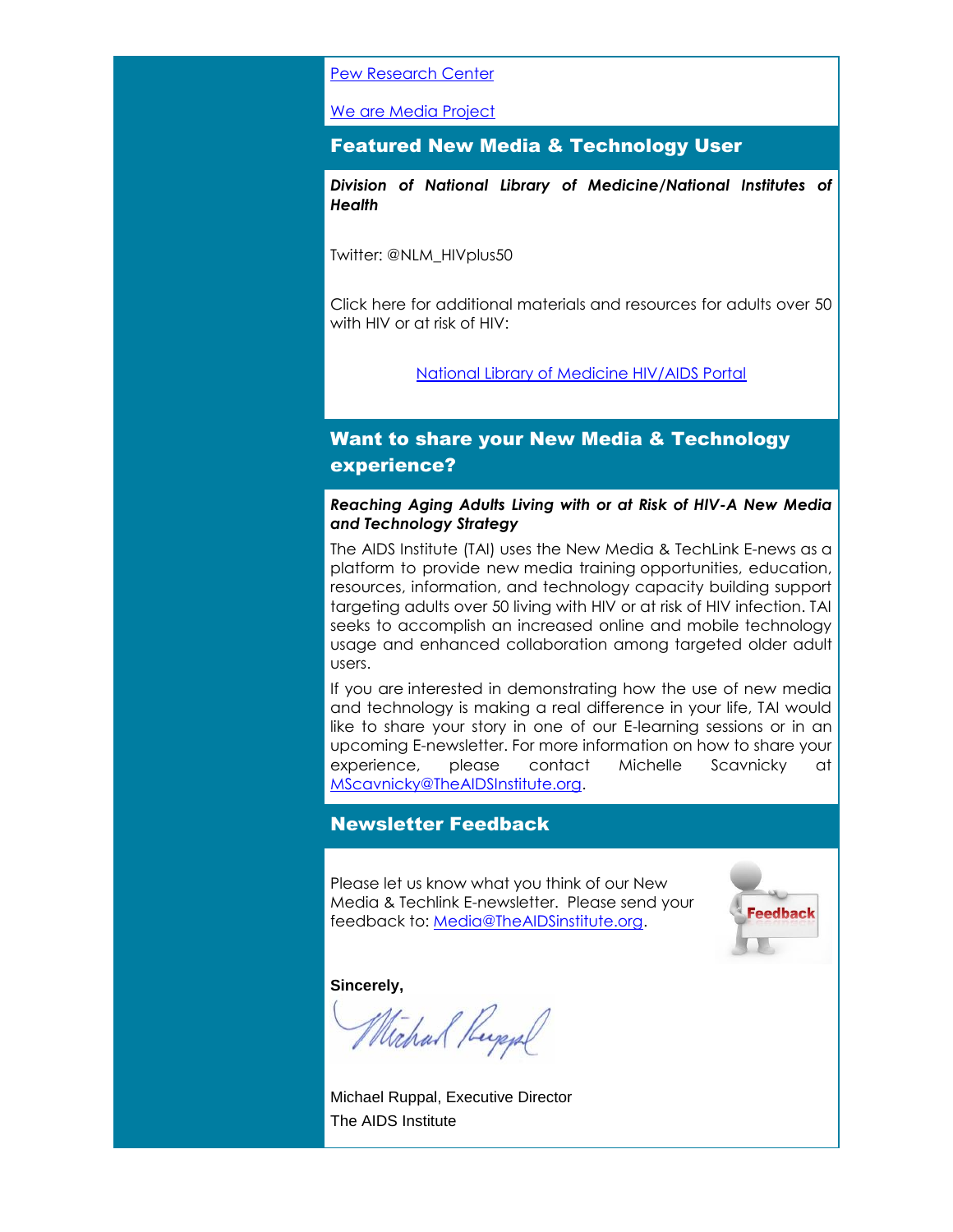[Pew Research Center]

[We are Media Project]

## Featured New Media & Technology User

***Division of National Library of Medicine/National Institutes of Health***

Twitter: @NLM_HIVplus50

Click here for additional materials and resources for adults over 50 with HIV or at risk of HIV:

[National Library of Medicine HIV/AIDS Portal]

## Want to share your New Media & Technology experience?

***Reaching Aging Adults Living with or at Risk of HIV-A New Media and Technology Strategy***

The AIDS Institute (TAI) uses the New Media & TechLink E-news as a platform to provide new media training opportunities, education, resources, information, and technology capacity building support targeting adults over 50 living with HIV or at risk of HIV infection. TAI seeks to accomplish an increased online and mobile technology usage and enhanced collaboration among targeted older adult users.

If you are interested in demonstrating how the use of new media and technology is making a real difference in your life, TAI would like to share your story in one of our E-learning sessions or in an upcoming E-newsletter. For more information on how to share your experience, please contact Michelle Scavnicky at MScavnicky@TheAIDSInstitute.org.

## Newsletter Feedback

Please let us know what you think of our New Media & Techlink E-newsletter. Please send your feedback to: Media@TheAIDSinstitute.org.

Feedback

**Sincerely,**

Michael Ruppal

Michael Ruppal, Executive Director
The AIDS Institute